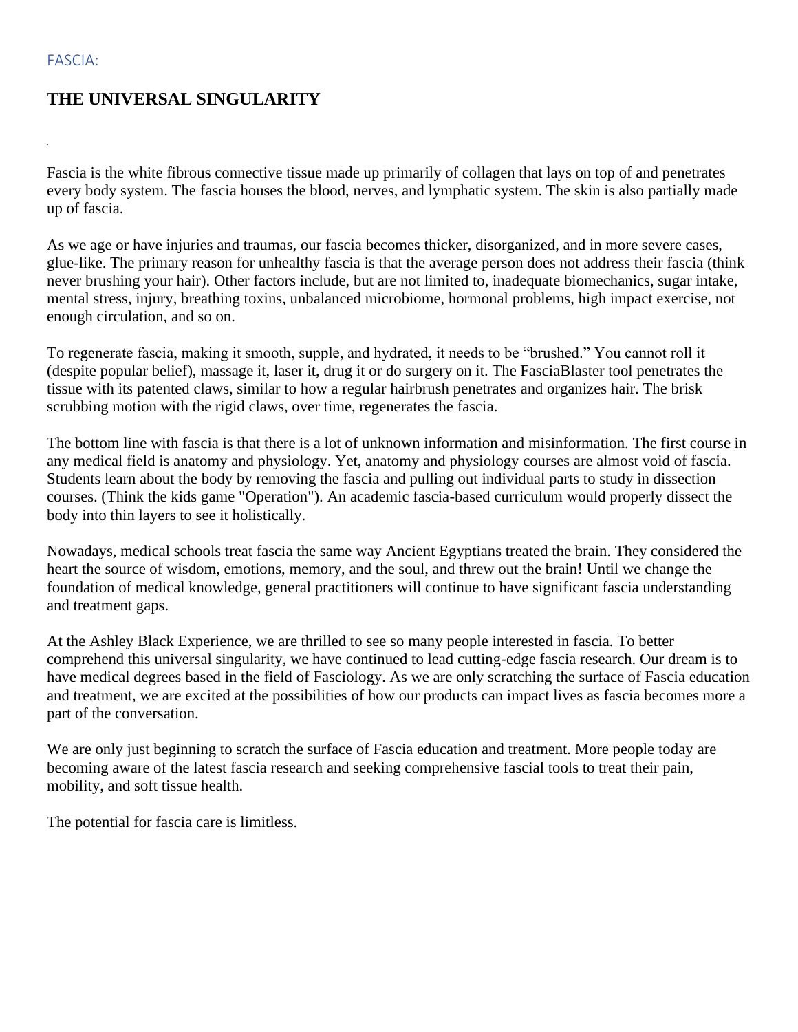FASCIA:

# THE UNIVERSAL SINGULARITY

Fascia is the white fibrous connective tissue made up primarily of collagen that lays on top of and penetrates every body system. The fascia houses the blood, nerves, and lymphatic system. The skin is also partially made up of fascia.

As we age or have injuries and traumas, our fascia becomes thicker, disorganized, and in more severe cases, glue-like. The primary reason for unhealthy fascia is that the average person does not address their fascia (think never brushing your hair). Other factors include, but are not limited to, inadequate biomechanics, sugar intake, mental stress, injury, breathing toxins, unbalanced microbiome, hormonal problems, high impact exercise, not enough circulation, and so on.

To regenerate fascia, making it smooth, supple, and hydrated, it needs to be "brushed." You cannot roll it (despite popular belief), massage it, laser it, drug it or do surgery on it. The FasciaBlaster tool penetrates the tissue with its patented claws, similar to how a regular hairbrush penetrates and organizes hair. The brisk scrubbing motion with the rigid claws, over time, regenerates the fascia.

The bottom line with fascia is that there is a lot of unknown information and misinformation. The first course in any medical field is anatomy and physiology. Yet, anatomy and physiology courses are almost void of fascia. Students learn about the body by removing the fascia and pulling out individual parts to study in dissection courses. (Think the kids game "Operation"). An academic fascia-based curriculum would properly dissect the body into thin layers to see it holistically.

Nowadays, medical schools treat fascia the same way Ancient Egyptians treated the brain. They considered the heart the source of wisdom, emotions, memory, and the soul, and threw out the brain! Until we change the foundation of medical knowledge, general practitioners will continue to have significant fascia understanding and treatment gaps.

At the Ashley Black Experience, we are thrilled to see so many people interested in fascia. To better comprehend this universal singularity, we have continued to lead cutting-edge fascia research. Our dream is to have medical degrees based in the field of Fasciology. As we are only scratching the surface of Fascia education and treatment, we are excited at the possibilities of how our products can impact lives as fascia becomes more a part of the conversation.

We are only just beginning to scratch the surface of Fascia education and treatment. More people today are becoming aware of the latest fascia research and seeking comprehensive fascial tools to treat their pain, mobility, and soft tissue health.

The potential for fascia care is limitless.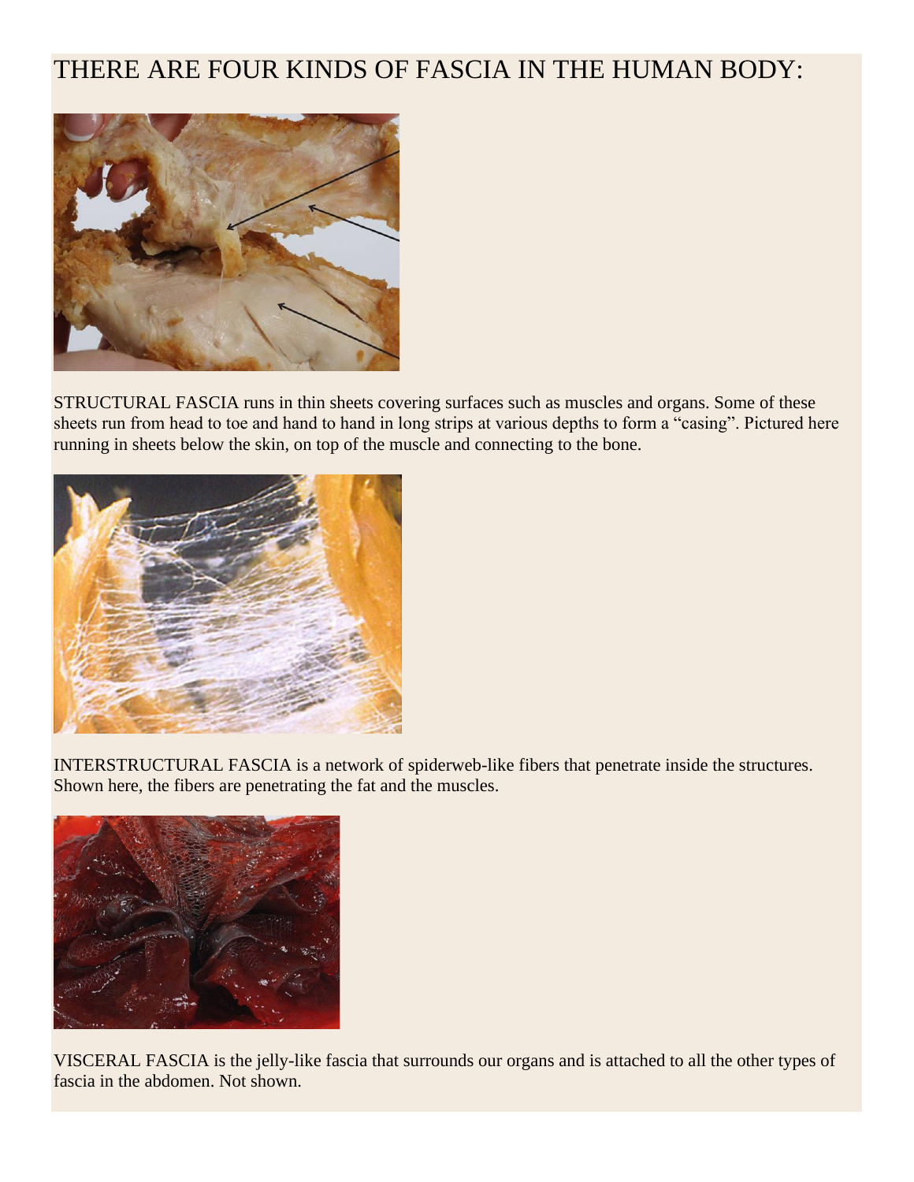# THERE ARE FOUR KINDS OF FASCIA IN THE HUMAN BODY:

STRUCTURAL FASCIA runs in thin sheets covering surfaces such as muscles and organs. Some of these sheets run from head to toe and hand to hand in long strips at various depths to form a "casing". Pictured here running in sheets below the skin, on top of the muscle and connecting to the bone.

INTERSTRUCTURAL FASCIA is a network of spiderweb-like fibers that penetrate inside the structures. Shown here, the fibers are penetrating the fat and the muscles.

VISCERAL FASCIA is the jelly-like fascia that surrounds our organs and is attached to all the other types of fascia in the abdomen. Not shown.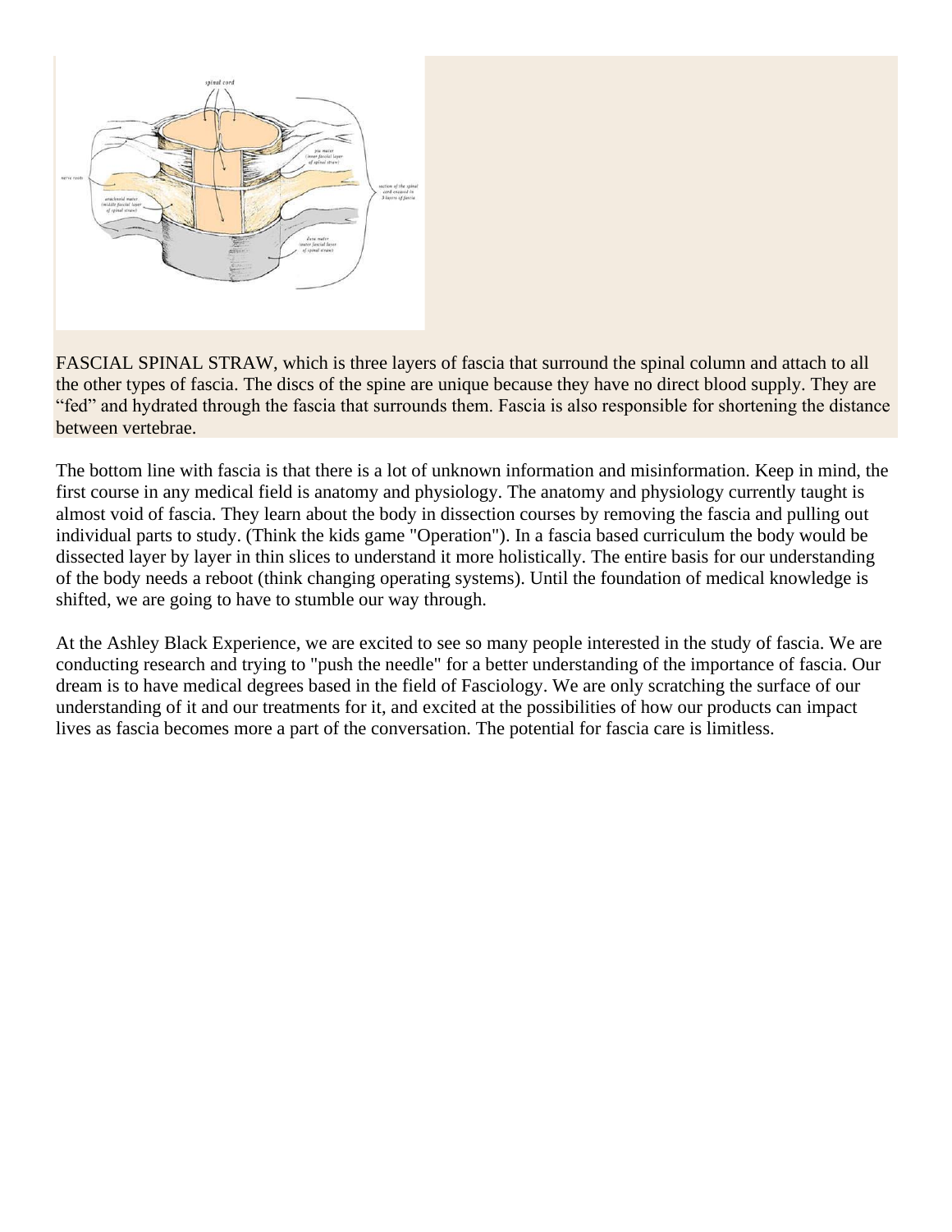FASCIAL SPINAL STRAW, which is three layers of fascia that surround the spinal column and attach to all the other types of fascia. The discs of the spine are unique because they have no direct blood supply. They are “fed” and hydrated through the fascia that surrounds them. Fascia is also responsible for shortening the distance between vertebrae.

The bottom line with fascia is that there is a lot of unknown information and misinformation. Keep in mind, the first course in any medical field is anatomy and physiology. The anatomy and physiology currently taught is almost void of fascia. They learn about the body in dissection courses by removing the fascia and pulling out individual parts to study. (Think the kids game "Operation"). In a fascia based curriculum the body would be dissected layer by layer in thin slices to understand it more holistically. The entire basis for our understanding of the body needs a reboot (think changing operating systems). Until the foundation of medical knowledge is shifted, we are going to have to stumble our way through.

At the Ashley Black Experience, we are excited to see so many people interested in the study of fascia. We are conducting research and trying to "push the needle" for a better understanding of the importance of fascia. Our dream is to have medical degrees based in the field of Fasciology. We are only scratching the surface of our understanding of it and our treatments for it, and excited at the possibilities of how our products can impact lives as fascia becomes more a part of the conversation. The potential for fascia care is limitless.